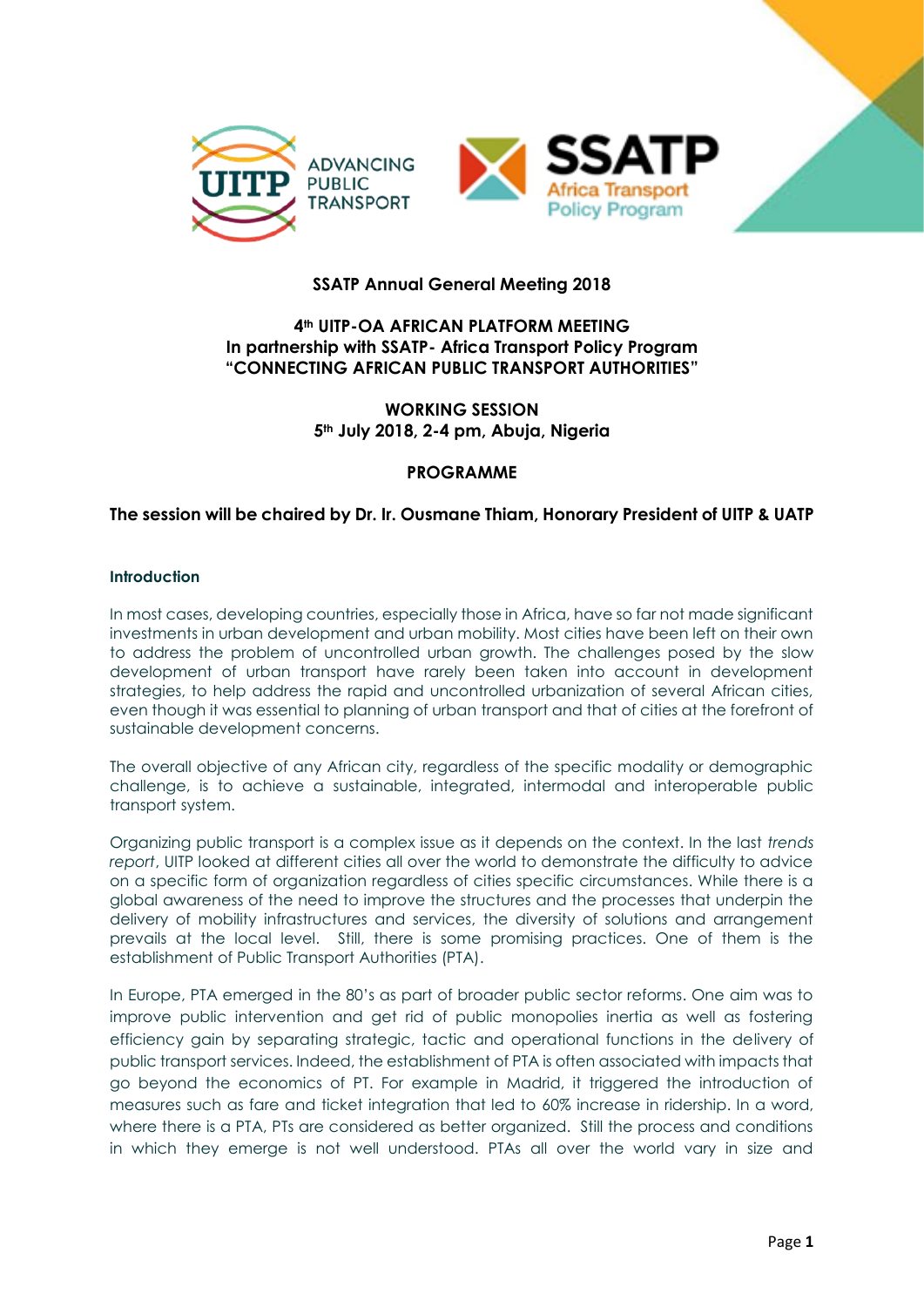**SSATP Annual General Meeting 2018**

**4th UITP-OA AFRICAN PLATFORM MEETING**
**In partnership with SSATP- Africa Transport Policy Program**
**"CONNECTING AFRICAN PUBLIC TRANSPORT AUTHORITIES"**

**WORKING SESSION**
**5th July 2018, 2-4 pm, Abuja, Nigeria**

**PROGRAMME**

**The session will be chaired by Dr. Ir. Ousmane Thiam, Honorary President of UITP & UATP**

## Introduction

In most cases, developing countries, especially those in Africa, have so far not made significant investments in urban development and urban mobility. Most cities have been left on their own to address the problem of uncontrolled urban growth. The challenges posed by the slow development of urban transport have rarely been taken into account in development strategies, to help address the rapid and uncontrolled urbanization of several African cities, even though it was essential to planning of urban transport and that of cities at the forefront of sustainable development concerns.

The overall objective of any African city, regardless of the specific modality or demographic challenge, is to achieve a sustainable, integrated, intermodal and interoperable public transport system.

Organizing public transport is a complex issue as it depends on the context. In the last *trends report*, UITP looked at different cities all over the world to demonstrate the difficulty to advice on a specific form of organization regardless of cities specific circumstances. While there is a global awareness of the need to improve the structures and the processes that underpin the delivery of mobility infrastructures and services, the diversity of solutions and arrangement prevails at the local level. Still, there is some promising practices. One of them is the establishment of Public Transport Authorities (PTA).

In Europe, PTA emerged in the 80's as part of broader public sector reforms. One aim was to improve public intervention and get rid of public monopolies inertia as well as fostering efficiency gain by separating strategic, tactic and operational functions in the delivery of public transport services. Indeed, the establishment of PTA is often associated with impacts that go beyond the economics of PT. For example in Madrid, it triggered the introduction of measures such as fare and ticket integration that led to 60% increase in ridership. In a word, where there is a PTA, PTs are considered as better organized. Still the process and conditions in which they emerge is not well understood. PTAs all over the world vary in size and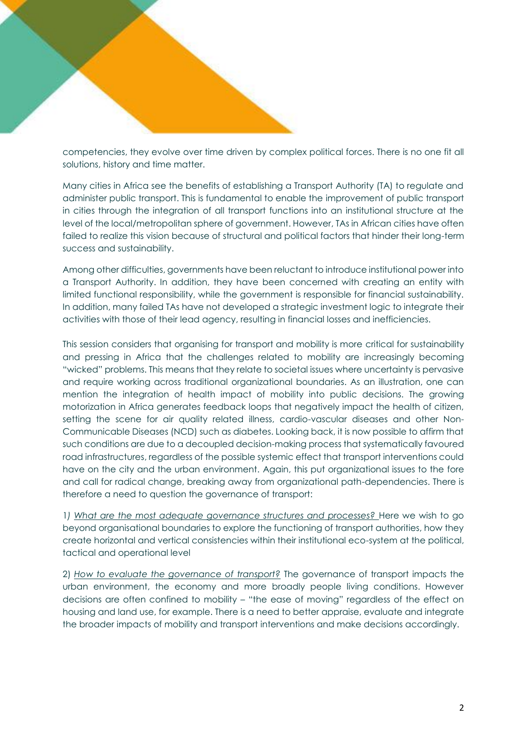competencies, they evolve over time driven by complex political forces. There is no one fit all solutions, history and time matter.

Many cities in Africa see the benefits of establishing a Transport Authority (TA) to regulate and administer public transport. This is fundamental to enable the improvement of public transport in cities through the integration of all transport functions into an institutional structure at the level of the local/metropolitan sphere of government. However, TAs in African cities have often failed to realize this vision because of structural and political factors that hinder their long-term success and sustainability.

Among other difficulties, governments have been reluctant to introduce institutional power into a Transport Authority. In addition, they have been concerned with creating an entity with limited functional responsibility, while the government is responsible for financial sustainability. In addition, many failed TAs have not developed a strategic investment logic to integrate their activities with those of their lead agency, resulting in financial losses and inefficiencies.

This session considers that organising for transport and mobility is more critical for sustainability and pressing in Africa that the challenges related to mobility are increasingly becoming "wicked" problems. This means that they relate to societal issues where uncertainty is pervasive and require working across traditional organizational boundaries. As an illustration, one can mention the integration of health impact of mobility into public decisions. The growing motorization in Africa generates feedback loops that negatively impact the health of citizen, setting the scene for air quality related illness, cardio-vascular diseases and other Non-Communicable Diseases (NCD) such as diabetes. Looking back, it is now possible to affirm that such conditions are due to a decoupled decision-making process that systematically favoured road infrastructures, regardless of the possible systemic effect that transport interventions could have on the city and the urban environment. Again, this put organizational issues to the fore and call for radical change, breaking away from organizational path-dependencies. There is therefore a need to question the governance of transport:

1) *What are the most adequate governance structures and processes?* Here we wish to go beyond organisational boundaries to explore the functioning of transport authorities, how they create horizontal and vertical consistencies within their institutional eco-system at the political, tactical and operational level

2) *How to evaluate the governance of transport?* The governance of transport impacts the urban environment, the economy and more broadly people living conditions. However decisions are often confined to mobility – "the ease of moving" regardless of the effect on housing and land use, for example. There is a need to better appraise, evaluate and integrate the broader impacts of mobility and transport interventions and make decisions accordingly.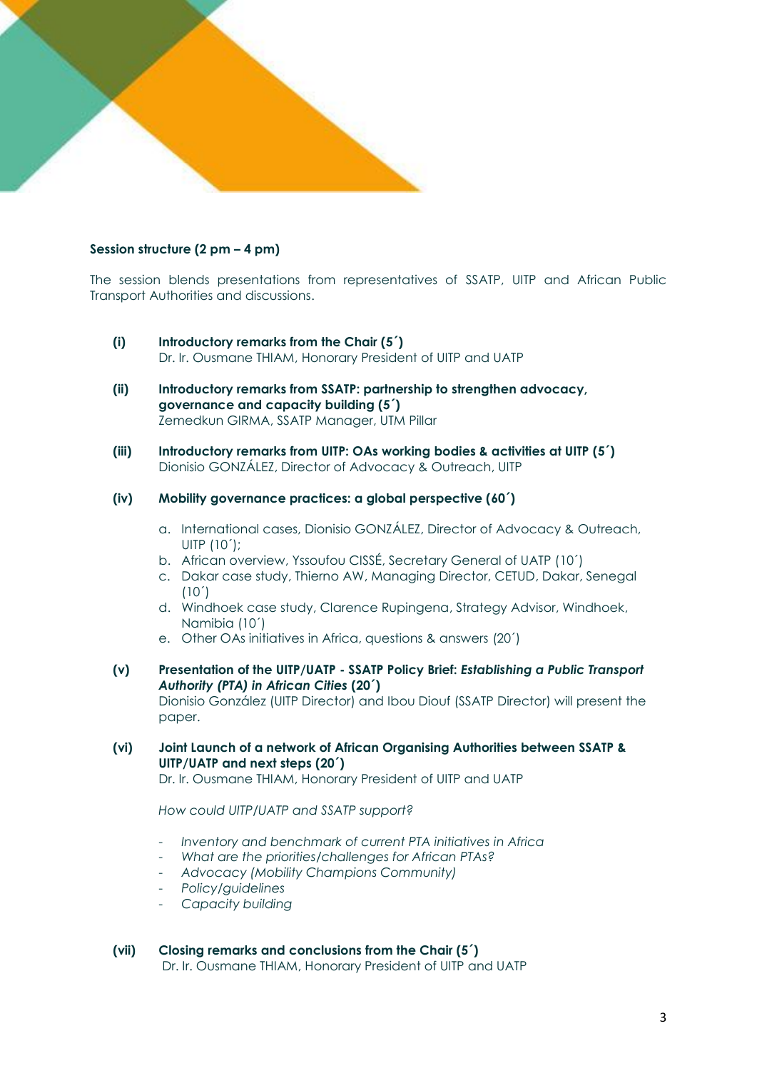**Session structure (2 pm – 4 pm)**

The session blends presentations from representatives of SSATP, UITP and African Public Transport Authorities and discussions.

**(i) Introductory remarks from the Chair (5´)**
Dr. Ir. Ousmane THIAM, Honorary President of UITP and UATP

**(ii) Introductory remarks from SSATP: partnership to strengthen advocacy, governance and capacity building (5´)**
Zemedkun GIRMA, SSATP Manager, UTM Pillar

**(iii) Introductory remarks from UITP: OAs working bodies & activities at UITP (5´)**
Dionisio GONZÁLEZ, Director of Advocacy & Outreach, UITP

**(iv) Mobility governance practices: a global perspective (60´)**

a. International cases, Dionisio GONZÁLEZ, Director of Advocacy & Outreach, UITP (10´);
b. African overview, Yssoufou CISSÉ, Secretary General of UATP (10´)
c. Dakar case study, Thierno AW, Managing Director, CETUD, Dakar, Senegal (10´)
d. Windhoek case study, Clarence Rupingena, Strategy Advisor, Windhoek, Namibia (10´)
e. Other OAs initiatives in Africa, questions & answers (20´)

**(v) Presentation of the UITP/UATP - SSATP Policy Brief: *Establishing a Public Transport Authority (PTA) in African Cities* (20´)**
Dionisio González (UITP Director) and Ibou Diouf (SSATP Director) will present the paper.

**(vi) Joint Launch of a network of African Organising Authorities between SSATP & UITP/UATP and next steps (20´)**
Dr. Ir. Ousmane THIAM, Honorary President of UITP and UATP

*How could UITP/UATP and SSATP support?*

- *Inventory and benchmark of current PTA initiatives in Africa*
- *What are the priorities/challenges for African PTAs?*
- *Advocacy (Mobility Champions Community)*
- *Policy/guidelines*
- *Capacity building*

**(vii) Closing remarks and conclusions from the Chair (5´)**
Dr. Ir. Ousmane THIAM, Honorary President of UITP and UATP